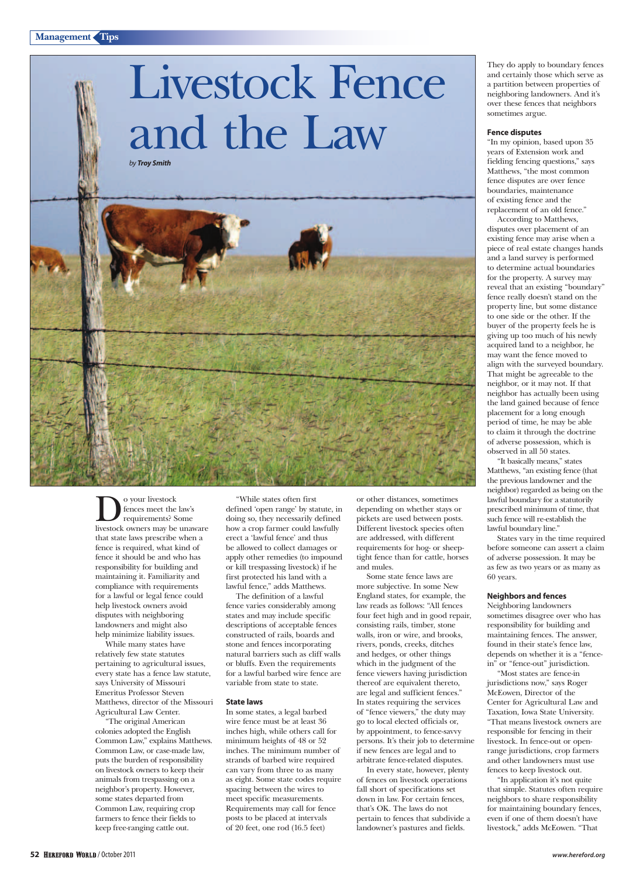# Livestock Fence and the Law

*by* ***Troy Smith***

Do your livestock fences meet the law's requirements? Some livestock owners may be unaware that state laws prescribe when a fence is required, what kind of fence it should be and who has responsibility for building and maintaining it. Familiarity and compliance with requirements for a lawful or legal fence could help livestock owners avoid disputes with neighboring landowners and might also help minimize liability issues.

While many states have relatively few state statutes pertaining to agricultural issues, every state has a fence law statute, says University of Missouri Emeritus Professor Steven Matthews, director of the Missouri Agricultural Law Center.

"The original American colonies adopted the English Common Law," explains Matthews. Common Law, or case-made law, puts the burden of responsibility on livestock owners to keep their animals from trespassing on a neighbor's property. However, some states departed from Common Law, requiring crop farmers to fence their fields to keep free-ranging cattle out.

"While states often first defined 'open range' by statute, in doing so, they necessarily defined how a crop farmer could lawfully erect a 'lawful fence' and thus be allowed to collect damages or apply other remedies (to impound or kill trespassing livestock) if he first protected his land with a lawful fence," adds Matthews.

The definition of a lawful fence varies considerably among states and may include specific descriptions of acceptable fences constructed of rails, boards and stone and fences incorporating natural barriers such as cliff walls or bluffs. Even the requirements for a lawful barbed wire fence are variable from state to state.

### State laws

In some states, a legal barbed wire fence must be at least 36 inches high, while others call for minimum heights of 48 or 52 inches. The minimum number of strands of barbed wire required can vary from three to as many as eight. Some state codes require spacing between the wires to meet specific measurements. Requirements may call for fence posts to be placed at intervals of 20 feet, one rod (16.5 feet) or other distances, sometimes depending on whether stays or pickets are used between posts. Different livestock species often are addressed, with different requirements for hog- or sheep-tight fence than for cattle, horses and mules.

Some state fence laws are more subjective. In some New England states, for example, the law reads as follows: "All fences four feet high and in good repair, consisting rails, timber, stone walls, iron or wire, and brooks, rivers, ponds, creeks, ditches and hedges, or other things which in the judgment of the fence viewers having jurisdiction thereof are equivalent thereto, are legal and sufficient fences." In states requiring the services of "fence viewers," the duty may go to local elected officials or, by appointment, to fence-savvy persons. It's their job to determine if new fences are legal and to arbitrate fence-related disputes.

In every state, however, plenty of fences on livestock operations fall short of specifications set down in law. For certain fences, that's OK. The laws do not pertain to fences that subdivide a landowner's pastures and fields. They do apply to boundary fences and certainly those which serve as a partition between properties of neighboring landowners. And it's over these fences that neighbors sometimes argue.

### Fence disputes

"In my opinion, based upon 35 years of Extension work and fielding fencing questions," says Matthews, "the most common fence disputes are over fence boundaries, maintenance of existing fence and the replacement of an old fence."

According to Matthews, disputes over placement of an existing fence may arise when a piece of real estate changes hands and a land survey is performed to determine actual boundaries for the property. A survey may reveal that an existing "boundary" fence really doesn't stand on the property line, but some distance to one side or the other. If the buyer of the property feels he is giving up too much of his newly acquired land to a neighbor, he may want the fence moved to align with the surveyed boundary. That might be agreeable to the neighbor, or it may not. If that neighbor has actually been using the land gained because of fence placement for a long enough period of time, he may be able to claim it through the doctrine of adverse possession, which is observed in all 50 states.

"It basically means," states Matthews, "an existing fence (that the previous landowner and the neighbor) regarded as being on the lawful boundary for a statutorily prescribed minimum of time, that such fence will re-establish the lawful boundary line."

States vary in the time required before someone can assert a claim of adverse possession. It may be as few as two years or as many as 60 years.

### Neighbors and fences

Neighboring landowners sometimes disagree over who has responsibility for building and maintaining fences. The answer, found in their state's fence law, depends on whether it is a "fence-in" or "fence-out" jurisdiction.

"Most states are fence-in jurisdictions now," says Roger McEowen, Director of the Center for Agricultural Law and Taxation, Iowa State University. "That means livestock owners are responsible for fencing in their livestock. In fence-out or open-range jurisdictions, crop farmers and other landowners must use fences to keep livestock out.

"In application it's not quite that simple. Statutes often require neighbors to share responsibility for maintaining boundary fences, even if one of them doesn't have livestock," adds McEowen. "That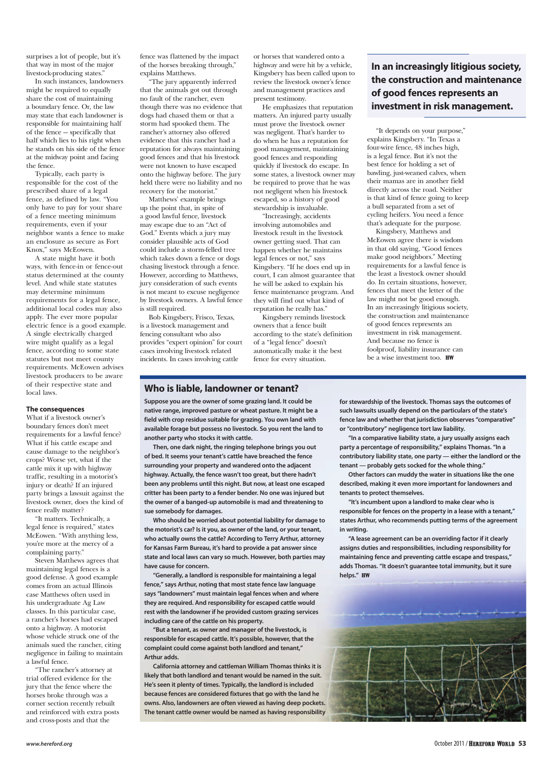surprises a lot of people, but it's that way in most of the major livestock-producing states."

In such instances, landowners might be required to equally share the cost of maintaining a boundary fence. Or, the law may state that each landowner is responsible for maintaining half of the fence — specifically that half which lies to his right when he stands on his side of the fence at the midway point and facing the fence.

Typically, each party is responsible for the cost of the prescribed share of a legal fence, as defined by law. "You only have to pay for your share of a fence meeting minimum requirements, even if your neighbor wants a fence to make an enclosure as secure as Fort Knox," says McEowen.

A state might have it both ways, with fence-in or fence-out status determined at the county level. And while state statutes may determine minimum requirements for a legal fence, additional local codes may also apply. The ever more popular electric fence is a good example. A single electrically charged wire might qualify as a legal fence, according to some state statutes but not meet county requirements. McEowen advises livestock producers to be aware of their respective state and local laws.

**The consequences**

What if a livestock owner's boundary fences don't meet requirements for a lawful fence? What if his cattle escape and cause damage to the neighbor's crops? Worse yet, what if the cattle mix it up with highway traffic, resulting in a motorist's injury or death? If an injured party brings a lawsuit against the livestock owner, does the kind of fence really matter?

"It matters. Technically, a legal fence is required," states McEowen. "With anything less, you're more at the mercy of a complaining party."

Steven Matthews agrees that maintaining legal fences is a good defense. A good example comes from an actual Illinois case Matthews often used in his undergraduate Ag Law classes. In this particular case, a rancher's horses had escaped onto a highway. A motorist whose vehicle struck one of the animals sued the rancher, citing negligence in failing to maintain a lawful fence.

"The rancher's attorney at trial offered evidence for the jury that the fence where the horses broke through was a corner section recently rebuilt and reinforced with extra posts and cross-posts and that the fence was flattened by the impact of the horses breaking through," explains Matthews.

"The jury apparently inferred that the animals got out through no fault of the rancher, even though there was no evidence that dogs had chased them or that a storm had spooked them. The rancher's attorney also offered evidence that this rancher had a reputation for always maintaining good fences and that his livestock were not known to have escaped onto the highway before. The jury held there were no liability and no recovery for the motorist."

Matthews' example brings up the point that, in spite of a good lawful fence, livestock may escape due to an "Act of God." Events which a jury may consider plausible acts of God could include a storm-felled tree which takes down a fence or dogs chasing livestock through a fence. However, according to Matthews, jury consideration of such events is not meant to excuse negligence by livestock owners. A lawful fence is still required.

Bob Kingsbery, Frisco, Texas, is a livestock management and fencing consultant who also provides "expert opinion" for court cases involving livestock related incidents. In cases involving cattle or horses that wandered onto a highway and were hit by a vehicle, Kingsbery has been called upon to review the livestock owner's fence and management practices and present testimony.

He emphasizes that reputation matters. An injured party usually must prove the livestock owner was negligent. That's harder to do when he has a reputation for good management, maintaining good fences and responding quickly if livestock do escape. In some states, a livestock owner may be required to prove that he was not negligent when his livestock escaped, so a history of good stewardship is invaluable.

"Increasingly, accidents involving automobiles and livestock result in the livestock owner getting sued. That can happen whether he maintains legal fences or not," says Kingsbery. "If he does end up in court, I can almost guarantee that he will be asked to explain his fence maintenance program. And they will find out what kind of reputation he really has."

Kingsbery reminds livestock owners that a fence built according to the state's definition of a "legal fence" doesn't automatically make it the best fence for every situation.

**In an increasingly litigious society, the construction and maintenance of good fences represents an investment in risk management.**

"It depends on your purpose," explains Kingsbery. "In Texas a four-wire fence, 48 inches high, is a legal fence. But it's not the best fence for holding a set of bawling, just-weaned calves, when their mamas are in another field directly across the road. Neither is that kind of fence going to keep a bull separated from a set of cycling heifers. You need a fence that's adequate for the purpose."

Kingsbery, Matthews and McEowen agree there is wisdom in that old saying, "Good fences make good neighbors." Meeting requirements for a lawful fence is the least a livestock owner should do. In certain situations, however, fences that meet the letter of the law might not be good enough. In an increasingly litigious society, the construction and maintenance of good fences represents an investment in risk management. And because no fence is foolproof, liability insurance can be a wise investment too. HW

## Who is liable, landowner or tenant?

**Suppose you are the owner of some grazing land. It could be native range, improved pasture or wheat pasture. It might be a field with crop residue suitable for grazing. You own land with available forage but possess no livestock. So you rent the land to another party who stocks it with cattle.**

**Then, one dark night, the ringing telephone brings you out of bed. It seems your tenant's cattle have breached the fence surrounding your property and wandered onto the adjacent highway. Actually, the fence wasn't too great, but there hadn't been any problems until this night. But now, at least one escaped critter has been party to a fender bender. No one was injured but the owner of a banged-up automobile is mad and threatening to sue somebody for damages.**

**Who should be worried about potential liability for damage to the motorist's car? Is it you, as owner of the land, or your tenant, who actually owns the cattle? According to Terry Arthur, attorney for Kansas Farm Bureau, it's hard to provide a pat answer since state and local laws can vary so much. However, both parties may have cause for concern.**

**"Generally, a landlord is responsible for maintaining a legal fence," says Arthur, noting that most state fence law language says "landowners" must maintain legal fences when and where they are required. And responsibility for escaped cattle would rest with the landowner if he provided custom grazing services including care of the cattle on his property.**

**"But a tenant, as owner and manager of the livestock, is responsible for escaped cattle. It's possible, however, that the complaint could come against both landlord and tenant," Arthur adds.**

**California attorney and cattleman William Thomas thinks it is likely that both landlord and tenant would be named in the suit. He's seen it plenty of times. Typically, the landlord is included because fences are considered fixtures that go with the land he owns. Also, landowners are often viewed as having deep pockets. The tenant cattle owner would be named as having responsibility for stewardship of the livestock. Thomas says the outcomes of such lawsuits usually depend on the particulars of the state's fence law and whether that jurisdiction observes "comparative" or "contributory" negligence tort law liability.**

**"In a comparative liability state, a jury usually assigns each party a percentage of responsibility," explains Thomas. "In a contributory liability state, one party — either the landlord or the tenant — probably gets socked for the whole thing."**

**Other factors can muddy the water in situations like the one described, making it even more important for landowners and tenants to protect themselves.**

**"It's incumbent upon a landlord to make clear who is responsible for fences on the property in a lease with a tenant," states Arthur, who recommends putting terms of the agreement in writing.**

**"A lease agreement can be an overriding factor if it clearly assigns duties and responsibilities, including responsibility for maintaining fence and preventing cattle escape and trespass," adds Thomas. "It doesn't guarantee total immunity, but it sure helps."** HW